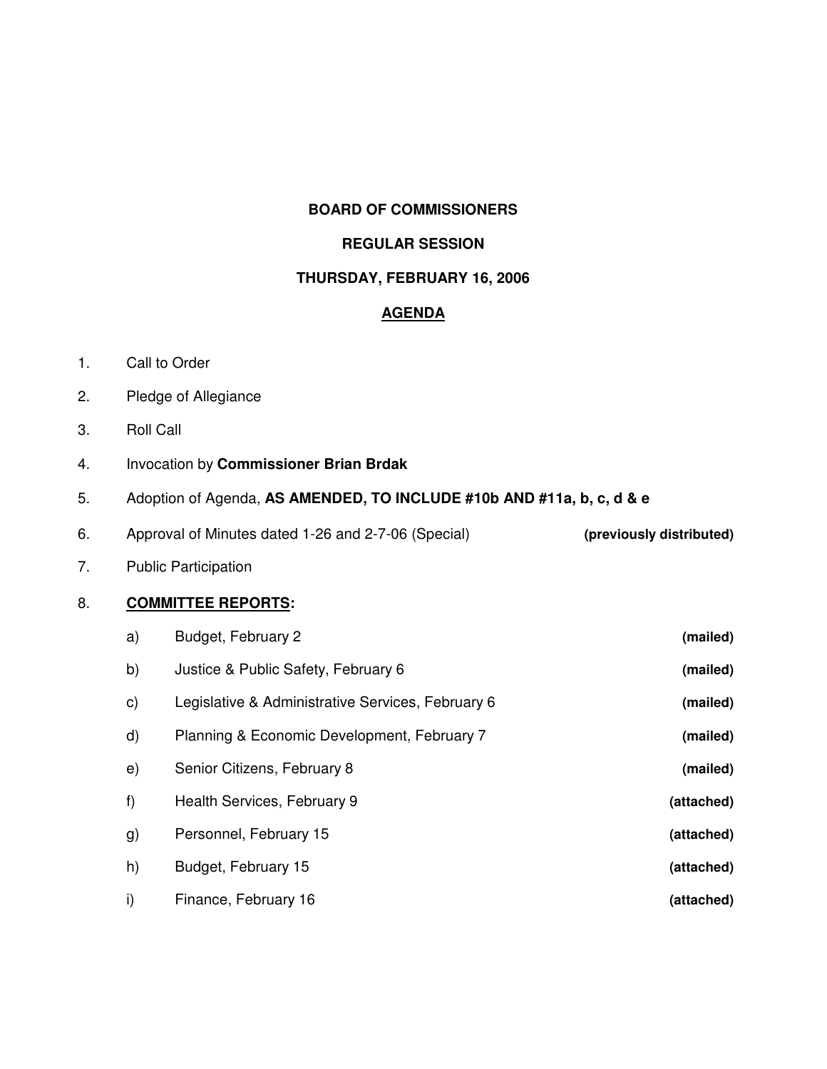# BOARD OF COMMISSIONERS

## REGULAR SESSION

## THURSDAY, FEBRUARY 16, 2006

## AGENDA

1. Call to Order
2. Pledge of Allegiance
3. Roll Call
4. Invocation by **Commissioner Brian Brdak**
5. Adoption of Agenda, **AS AMENDED, TO INCLUDE #10b AND #11a, b, c, d & e**
6. Approval of Minutes dated 1-26 and 2-7-06 (Special) **(previously distributed)**
7. Public Participation
8. **COMMITTEE REPORTS:**
   - a) Budget, February 2 **(mailed)**
   - b) Justice & Public Safety, February 6 **(mailed)**
   - c) Legislative & Administrative Services, February 6 **(mailed)**
   - d) Planning & Economic Development, February 7 **(mailed)**
   - e) Senior Citizens, February 8 **(mailed)**
   - f) Health Services, February 9 **(attached)**
   - g) Personnel, February 15 **(attached)**
   - h) Budget, February 15 **(attached)**
   - i) Finance, February 16 **(attached)**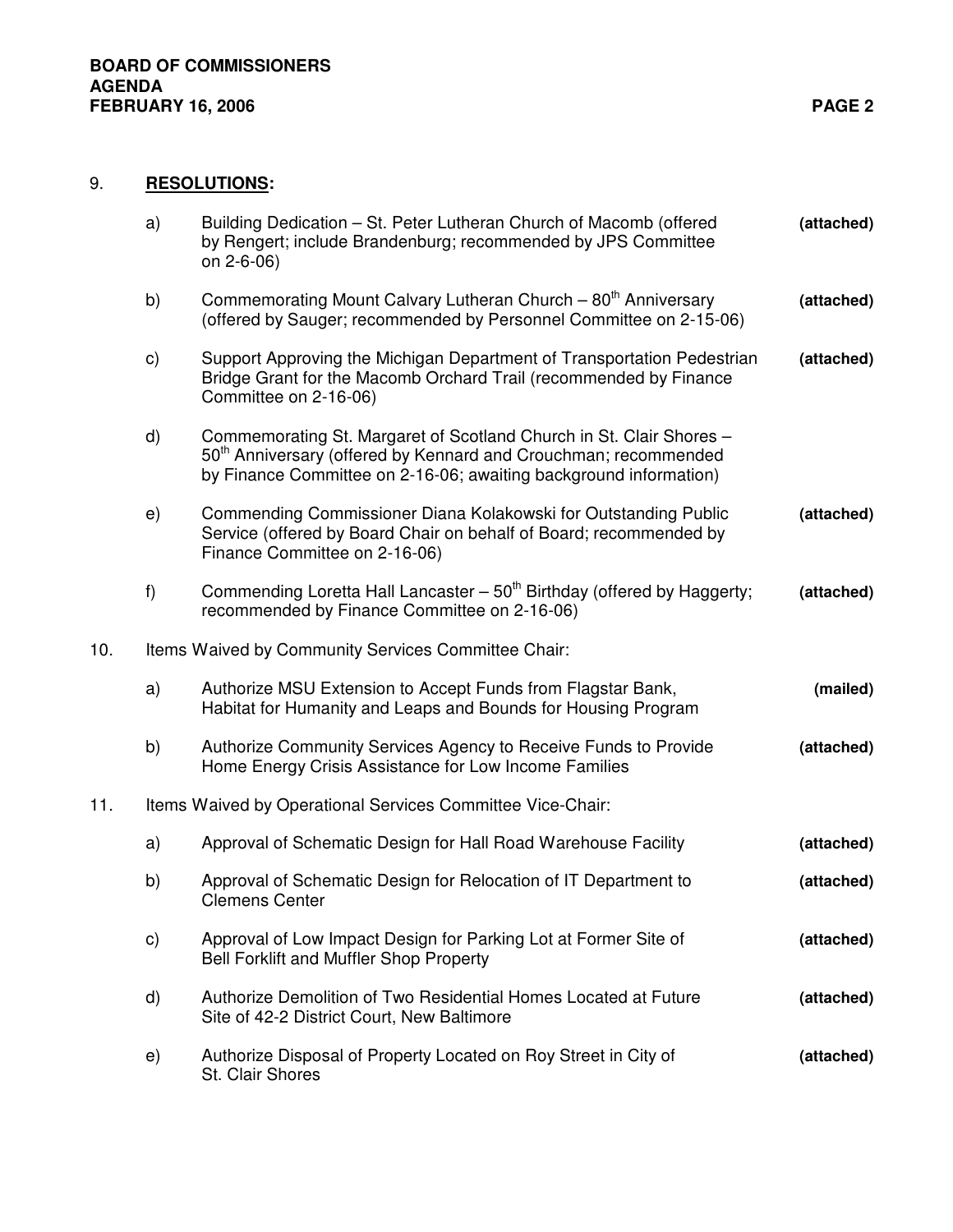9. **RESOLUTIONS:**

   a) Building Dedication – St. Peter Lutheran Church of Macomb (offered by Rengert; include Brandenburg; recommended by JPS Committee on 2-6-06) **(attached)**

   b) Commemorating Mount Calvary Lutheran Church – 80th Anniversary (offered by Sauger; recommended by Personnel Committee on 2-15-06) **(attached)**

   c) Support Approving the Michigan Department of Transportation Pedestrian Bridge Grant for the Macomb Orchard Trail (recommended by Finance Committee on 2-16-06) **(attached)**

   d) Commemorating St. Margaret of Scotland Church in St. Clair Shores – 50th Anniversary (offered by Kennard and Crouchman; recommended by Finance Committee on 2-16-06; awaiting background information)

   e) Commending Commissioner Diana Kolakowski for Outstanding Public Service (offered by Board Chair on behalf of Board; recommended by Finance Committee on 2-16-06) **(attached)**

   f) Commending Loretta Hall Lancaster – 50th Birthday (offered by Haggerty; recommended by Finance Committee on 2-16-06) **(attached)**

10. Items Waived by Community Services Committee Chair:

   a) Authorize MSU Extension to Accept Funds from Flagstar Bank, Habitat for Humanity and Leaps and Bounds for Housing Program **(mailed)**

   b) Authorize Community Services Agency to Receive Funds to Provide Home Energy Crisis Assistance for Low Income Families **(attached)**

11. Items Waived by Operational Services Committee Vice-Chair:

   a) Approval of Schematic Design for Hall Road Warehouse Facility **(attached)**

   b) Approval of Schematic Design for Relocation of IT Department to Clemens Center **(attached)**

   c) Approval of Low Impact Design for Parking Lot at Former Site of Bell Forklift and Muffler Shop Property **(attached)**

   d) Authorize Demolition of Two Residential Homes Located at Future Site of 42-2 District Court, New Baltimore **(attached)**

   e) Authorize Disposal of Property Located on Roy Street in City of St. Clair Shores **(attached)**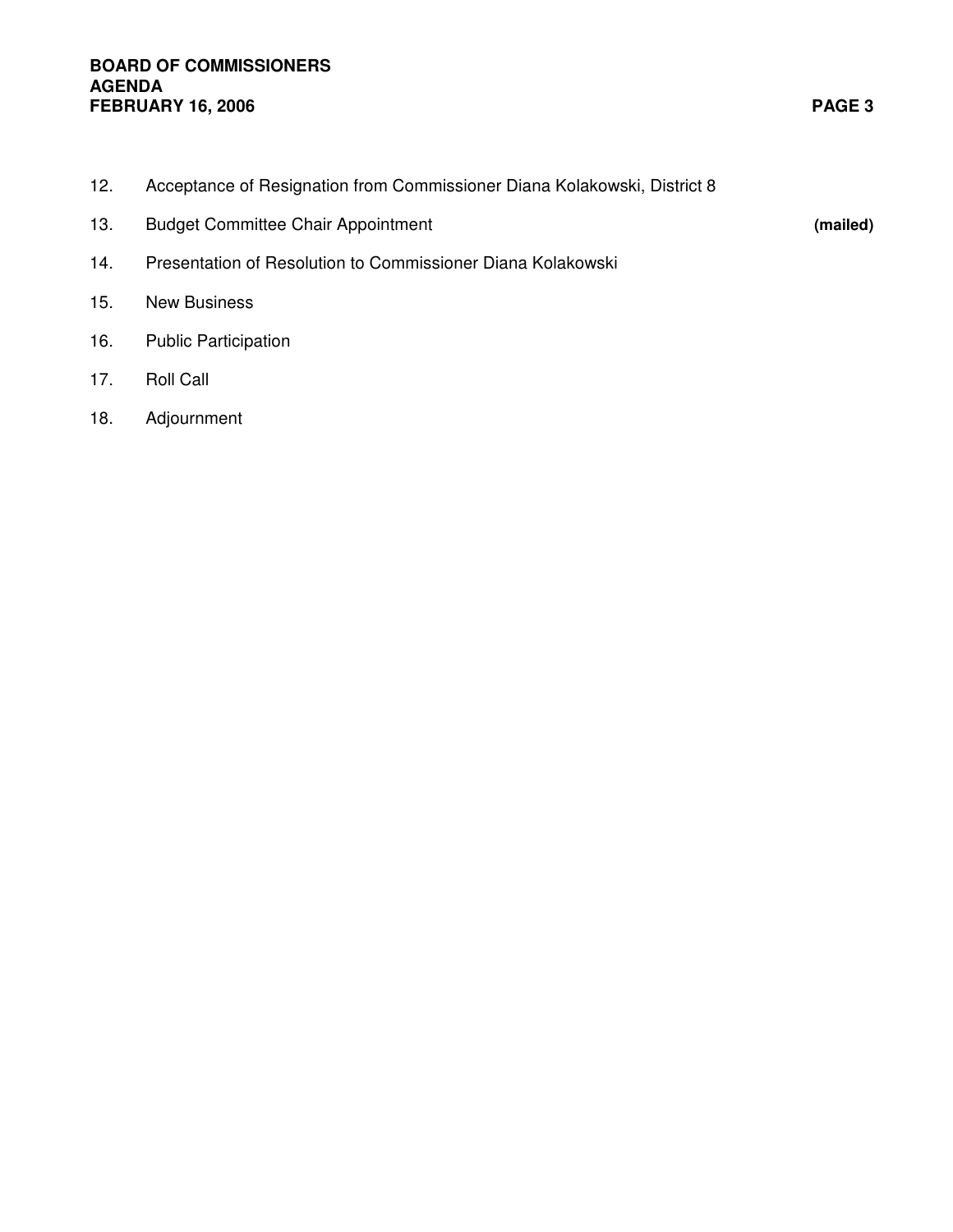12. Acceptance of Resignation from Commissioner Diana Kolakowski, District 8
13. Budget Committee Chair Appointment **(mailed)**
14. Presentation of Resolution to Commissioner Diana Kolakowski
15. New Business
16. Public Participation
17. Roll Call
18. Adjournment